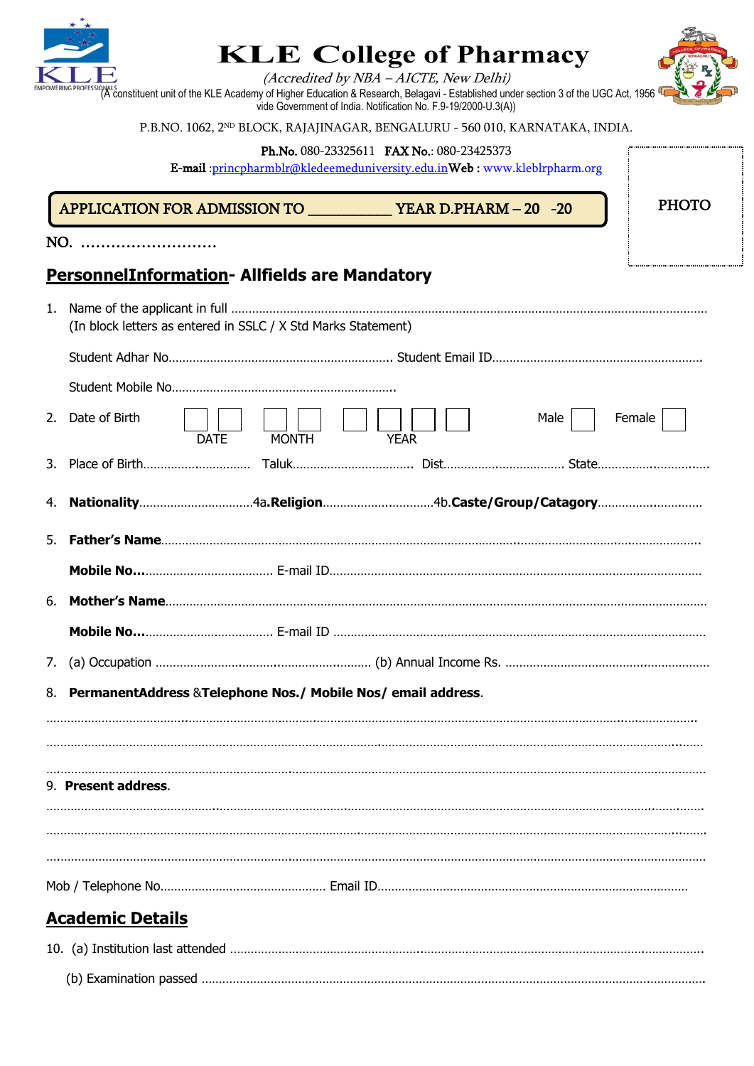# KLE College of Pharmacy

*(Accredited by NBA – AICTE, New Delhi)*

(A constituent unit of the KLE Academy of Higher Education & Research, Belagavi - Established under section 3 of the UGC Act, 1956 vide Government of India. Notification No. F.9-19/2000-U.3(A))

P.B.NO. 1062, 2ND BLOCK, RAJAJINAGAR, BENGALURU - 560 010, KARNATAKA, INDIA.

**Ph.No.** 080-23325611 **FAX No.**: 080-23425373

**E-mail** :princpharmblr@kledeemeduniversity.edu.in **Web** : www.kleblrpharm.org

PHOTO

**APPLICATION FOR ADMISSION TO __________ YEAR D.PHARM – 20 -20**

NO. ………………………

## PersonnelInformation- Allfields are Mandatory

1. Name of the applicant in full ……………………………………………………………………………………………………………
   (In block letters as entered in SSLC / X Std Marks Statement)

   Student Adhar No……………………………………………………… Student Email ID……………………………………………………

   Student Mobile No………………………………………………………

2. Date of Birth [ ][ ] DATE [ ][ ] MONTH [ ][ ][ ][ ] YEAR Male [ ] Female [ ]

3. Place of Birth…………………………… Taluk……………………………… Dist……………………………… State……………………………

4. **Nationality**……………………………4a.**Religion**……………………………4b.**Caste/Group/Catagory**…………………………

5. **Father's Name**………………………………………………………………………………………………………………………

   **Mobile No…**……………………………… E-mail ID………………………………………………………………………………

6. **Mother's Name**………………………………………………………………………………………………………………………

   **Mobile No…**……………………………… E-mail ID ………………………………………………………………………………

7. (a) Occupation ……………………………………………………… (b) Annual Income Rs. ……………………………………………

8. **PermanentAddress** &**Telephone Nos./ Mobile Nos/ email address**.

………………………………………………………………………………………………………………………………………………

………………………………………………………………………………………………………………………………………………

………………………………………………………………………………………………………………………………………………

9. **Present address**.

………………………………………………………………………………………………………………………………………………

………………………………………………………………………………………………………………………………………………

………………………………………………………………………………………………………………………………………………

Mob / Telephone No………………………………………… Email ID……………………………………………………………………

## Academic Details

10. (a) Institution last attended ………………………………………………………………………………………………………

    (b) Examination passed ……………………………………………………………………………………………………………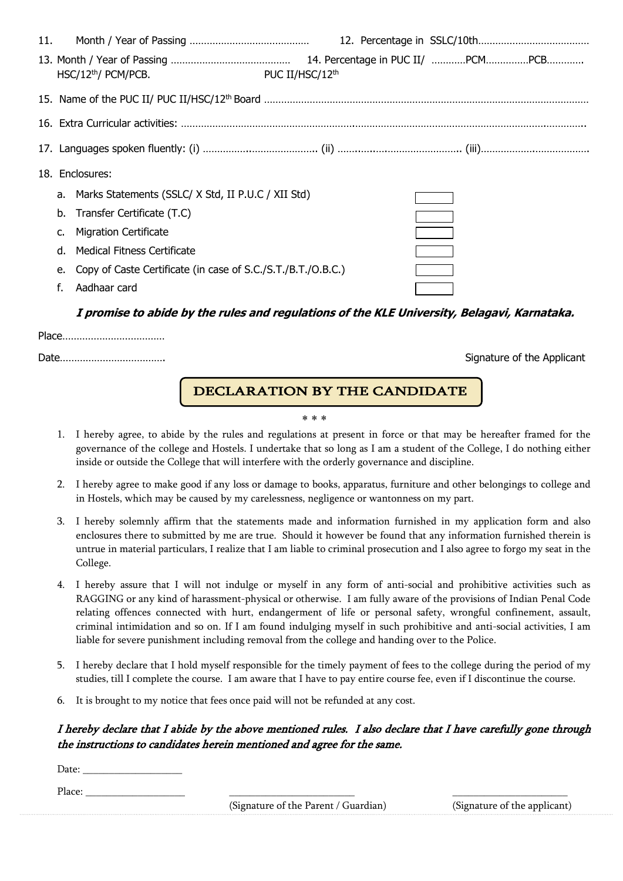11. Month / Year of Passing …………………………………… 12. Percentage in SSLC/10th…………………………………

13. Month / Year of Passing HSC/12th/ PCM/PCB. …………………………………… 14. Percentage in PUC II/ PUC II/HSC/12th …………PCM……………PCB…………

15. Name of the PUC II/ PUC II/HSC/12th Board ……………………………………………………………………………………………………

16. Extra Curricular activities: ………………………………………………………………………………………………………………………

17. Languages spoken fluently: (i) ………………………………… (ii) ………………………………… (iii)…………………………………

18. Enclosures:
   a. Marks Statements (SSLC/ X Std, II P.U.C / XII Std) ☐
   b. Transfer Certificate (T.C) ☐
   c. Migration Certificate ☐
   d. Medical Fitness Certificate ☐
   e. Copy of Caste Certificate (in case of S.C./S.T./B.T./O.B.C.) ☐
   f. Aadhaar card ☐

***I promise to abide by the rules and regulations of the KLE University, Belagavi, Karnataka.***

Place………………………………

Date……………………………… Signature of the Applicant

## DECLARATION BY THE CANDIDATE

\* \* \*

1. I hereby agree, to abide by the rules and regulations at present in force or that may be hereafter framed for the governance of the college and Hostels. I undertake that so long as I am a student of the College, I do nothing either inside or outside the College that will interfere with the orderly governance and discipline.

2. I hereby agree to make good if any loss or damage to books, apparatus, furniture and other belongings to college and in Hostels, which may be caused by my carelessness, negligence or wantonness on my part.

3. I hereby solemnly affirm that the statements made and information furnished in my application form and also enclosures there to submitted by me are true. Should it however be found that any information furnished therein is untrue in material particulars, I realize that I am liable to criminal prosecution and I also agree to forgo my seat in the College.

4. I hereby assure that I will not indulge or myself in any form of anti-social and prohibitive activities such as RAGGING or any kind of harassment-physical or otherwise. I am fully aware of the provisions of Indian Penal Code relating offences connected with hurt, endangerment of life or personal safety, wrongful confinement, assault, criminal intimidation and so on. If I am found indulging myself in such prohibitive and anti-social activities, I am liable for severe punishment including removal from the college and handing over to the Police.

5. I hereby declare that I hold myself responsible for the timely payment of fees to the college during the period of my studies, till I complete the course. I am aware that I have to pay entire course fee, even if I discontinue the course.

6. It is brought to my notice that fees once paid will not be refunded at any cost.

***I hereby declare that I abide by the above mentioned rules. I also declare that I have carefully gone through the instructions to candidates herein mentioned and agree for the same.***

Date: ___________________

Place: ___________________

_________________________ (Signature of the Parent / Guardian)

_________________________ (Signature of the applicant)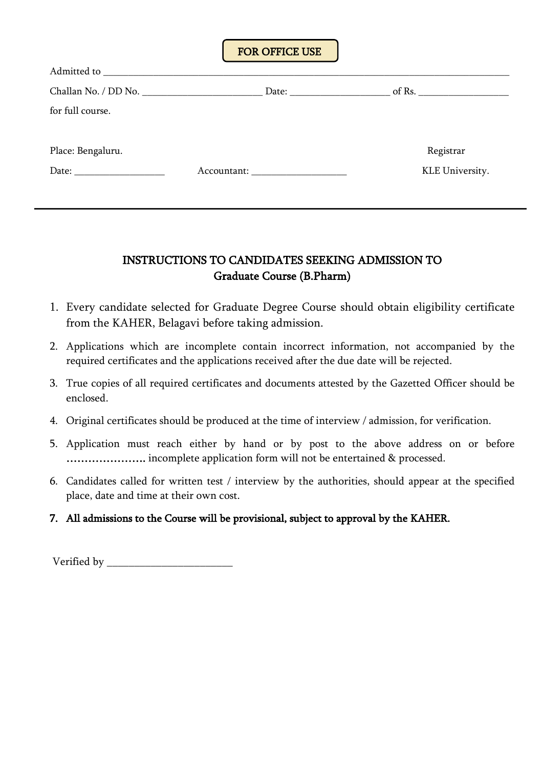**FOR OFFICE USE**

Admitted to ______________________________________________________________________

Challan No. / DD No. ________________________ Date: ___________________ of Rs. __________________

for full course.

Place: Bengaluru.

Registrar

Date: __________________ Accountant: ___________________

KLE University.

---

## INSTRUCTIONS TO CANDIDATES SEEKING ADMISSION TO Graduate Course (B.Pharm)

1. Every candidate selected for Graduate Degree Course should obtain eligibility certificate from the KAHER, Belagavi before taking admission.
2. Applications which are incomplete contain incorrect information, not accompanied by the required certificates and the applications received after the due date will be rejected.
3. True copies of all required certificates and documents attested by the Gazetted Officer should be enclosed.
4. Original certificates should be produced at the time of interview / admission, for verification.
5. Application must reach either by hand or by post to the above address on or before …………………. incomplete application form will not be entertained & processed.
6. Candidates called for written test / interview by the authorities, should appear at the specified place, date and time at their own cost.
7. **All admissions to the Course will be provisional, subject to approval by the KAHER.**

Verified by _______________________